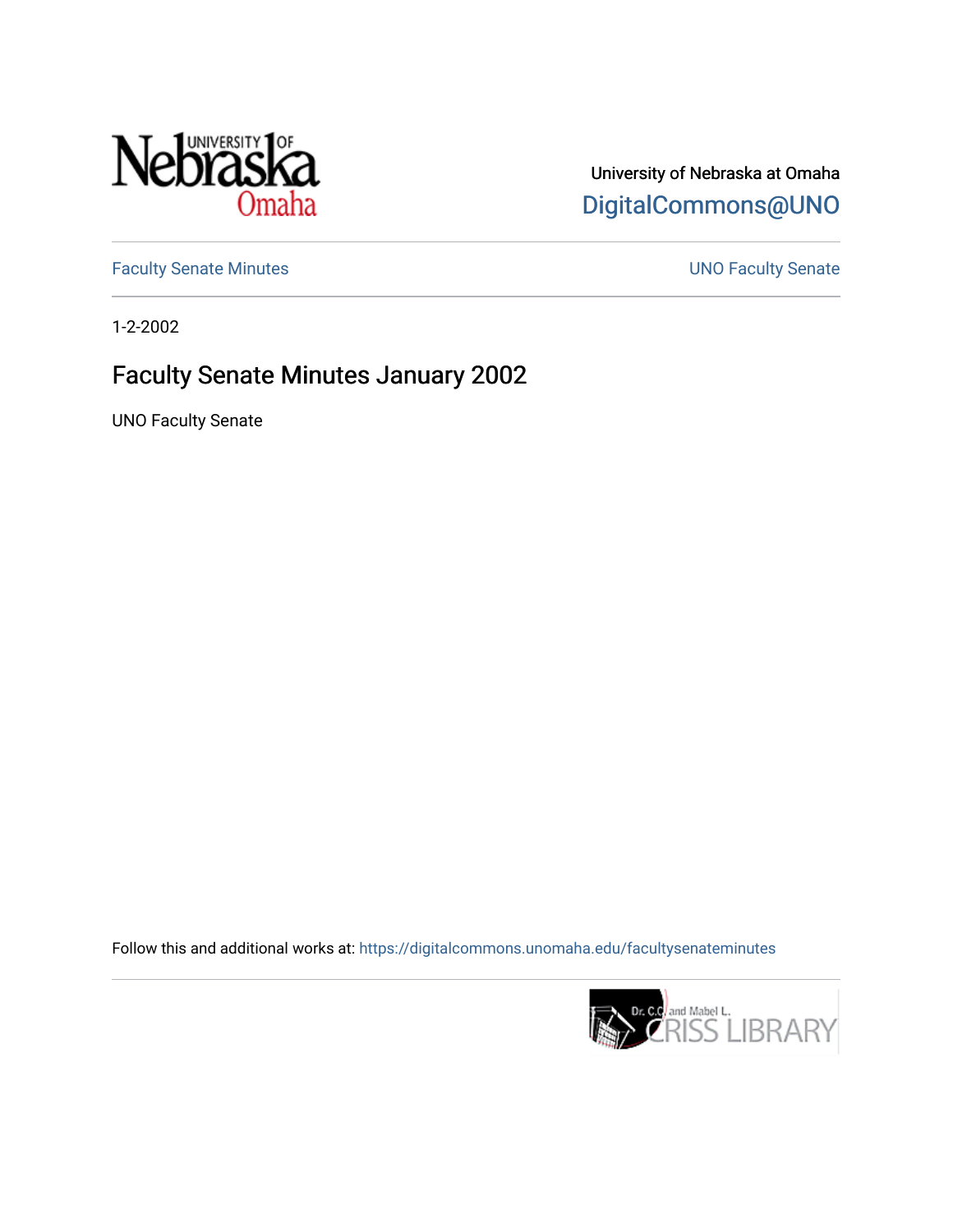University of Nebraska at Omaha

DigitalCommons@UNO

Faculty Senate Minutes

UNO Faculty Senate

1-2-2002

# Faculty Senate Minutes January 2002

UNO Faculty Senate

Follow this and additional works at: https://digitalcommons.unomaha.edu/facultysenateminutes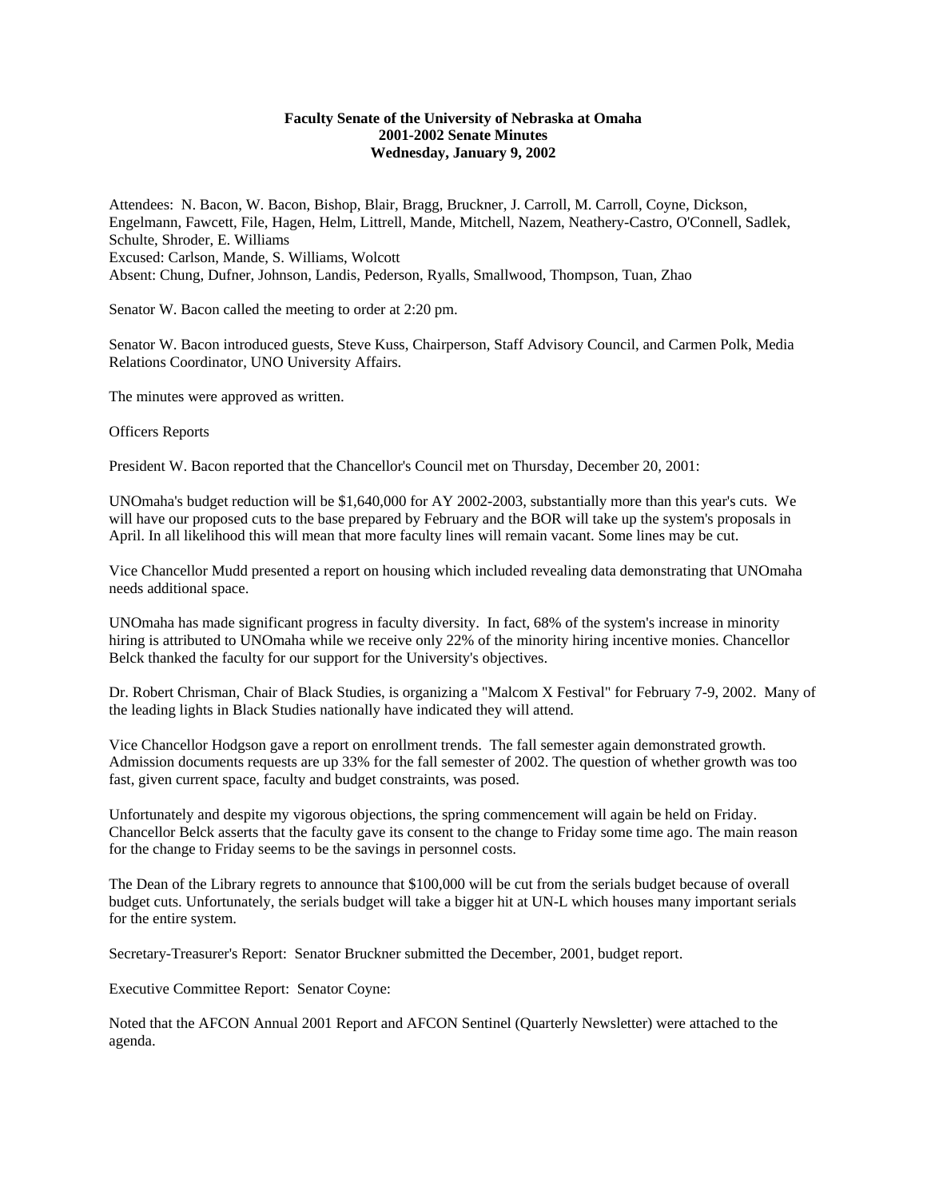**Faculty Senate of the University of Nebraska at Omaha**
**2001-2002 Senate Minutes**
**Wednesday, January 9, 2002**

Attendees: N. Bacon, W. Bacon, Bishop, Blair, Bragg, Bruckner, J. Carroll, M. Carroll, Coyne, Dickson, Engelmann, Fawcett, File, Hagen, Helm, Littrell, Mande, Mitchell, Nazem, Neathery-Castro, O'Connell, Sadlek, Schulte, Shroder, E. Williams
Excused: Carlson, Mande, S. Williams, Wolcott
Absent: Chung, Dufner, Johnson, Landis, Pederson, Ryalls, Smallwood, Thompson, Tuan, Zhao

Senator W. Bacon called the meeting to order at 2:20 pm.

Senator W. Bacon introduced guests, Steve Kuss, Chairperson, Staff Advisory Council, and Carmen Polk, Media Relations Coordinator, UNO University Affairs.

The minutes were approved as written.

Officers Reports

President W. Bacon reported that the Chancellor's Council met on Thursday, December 20, 2001:

UNOmaha's budget reduction will be $1,640,000 for AY 2002-2003, substantially more than this year's cuts. We will have our proposed cuts to the base prepared by February and the BOR will take up the system's proposals in April. In all likelihood this will mean that more faculty lines will remain vacant. Some lines may be cut.

Vice Chancellor Mudd presented a report on housing which included revealing data demonstrating that UNOmaha needs additional space.

UNOmaha has made significant progress in faculty diversity. In fact, 68% of the system's increase in minority hiring is attributed to UNOmaha while we receive only 22% of the minority hiring incentive monies. Chancellor Belck thanked the faculty for our support for the University's objectives.

Dr. Robert Chrisman, Chair of Black Studies, is organizing a "Malcom X Festival" for February 7-9, 2002. Many of the leading lights in Black Studies nationally have indicated they will attend.

Vice Chancellor Hodgson gave a report on enrollment trends. The fall semester again demonstrated growth. Admission documents requests are up 33% for the fall semester of 2002. The question of whether growth was too fast, given current space, faculty and budget constraints, was posed.

Unfortunately and despite my vigorous objections, the spring commencement will again be held on Friday. Chancellor Belck asserts that the faculty gave its consent to the change to Friday some time ago. The main reason for the change to Friday seems to be the savings in personnel costs.

The Dean of the Library regrets to announce that $100,000 will be cut from the serials budget because of overall budget cuts. Unfortunately, the serials budget will take a bigger hit at UN-L which houses many important serials for the entire system.

Secretary-Treasurer's Report: Senator Bruckner submitted the December, 2001, budget report.

Executive Committee Report: Senator Coyne:

Noted that the AFCON Annual 2001 Report and AFCON Sentinel (Quarterly Newsletter) were attached to the agenda.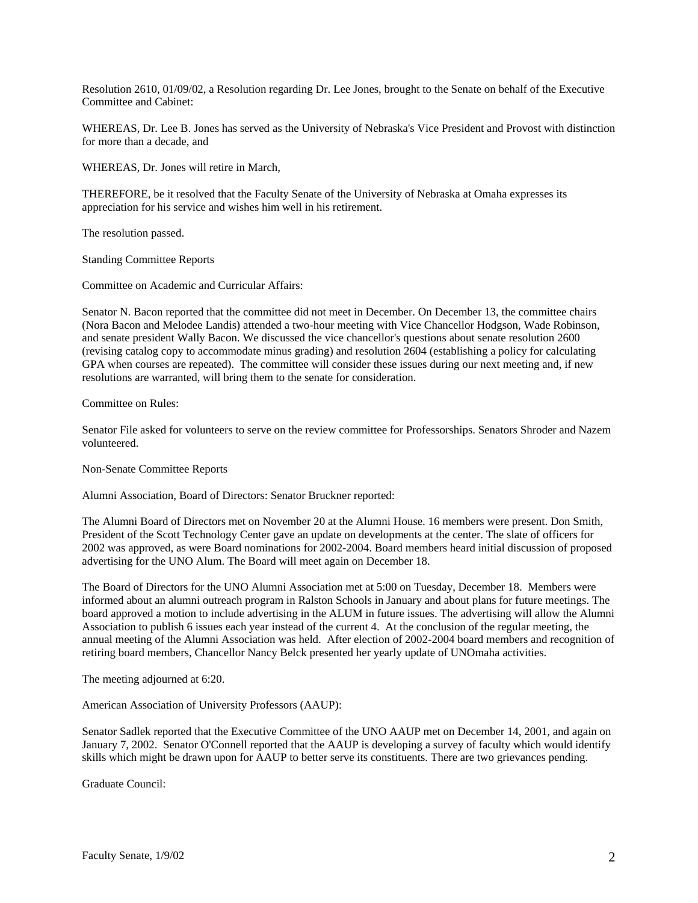Resolution 2610, 01/09/02, a Resolution regarding Dr. Lee Jones, brought to the Senate on behalf of the Executive Committee and Cabinet:

WHEREAS, Dr. Lee B. Jones has served as the University of Nebraska's Vice President and Provost with distinction for more than a decade, and

WHEREAS, Dr. Jones will retire in March,

THEREFORE, be it resolved that the Faculty Senate of the University of Nebraska at Omaha expresses its appreciation for his service and wishes him well in his retirement.

The resolution passed.

Standing Committee Reports

Committee on Academic and Curricular Affairs:

Senator N. Bacon reported that the committee did not meet in December. On December 13, the committee chairs (Nora Bacon and Melodee Landis) attended a two-hour meeting with Vice Chancellor Hodgson, Wade Robinson, and senate president Wally Bacon. We discussed the vice chancellor's questions about senate resolution 2600 (revising catalog copy to accommodate minus grading) and resolution 2604 (establishing a policy for calculating GPA when courses are repeated). The committee will consider these issues during our next meeting and, if new resolutions are warranted, will bring them to the senate for consideration.

Committee on Rules:

Senator File asked for volunteers to serve on the review committee for Professorships. Senators Shroder and Nazem volunteered.

Non-Senate Committee Reports

Alumni Association, Board of Directors: Senator Bruckner reported:

The Alumni Board of Directors met on November 20 at the Alumni House. 16 members were present. Don Smith, President of the Scott Technology Center gave an update on developments at the center. The slate of officers for 2002 was approved, as were Board nominations for 2002-2004. Board members heard initial discussion of proposed advertising for the UNO Alum. The Board will meet again on December 18.

The Board of Directors for the UNO Alumni Association met at 5:00 on Tuesday, December 18. Members were informed about an alumni outreach program in Ralston Schools in January and about plans for future meetings. The board approved a motion to include advertising in the ALUM in future issues. The advertising will allow the Alumni Association to publish 6 issues each year instead of the current 4. At the conclusion of the regular meeting, the annual meeting of the Alumni Association was held. After election of 2002-2004 board members and recognition of retiring board members, Chancellor Nancy Belck presented her yearly update of UNOmaha activities.

The meeting adjourned at 6:20.

American Association of University Professors (AAUP):

Senator Sadlek reported that the Executive Committee of the UNO AAUP met on December 14, 2001, and again on January 7, 2002. Senator O'Connell reported that the AAUP is developing a survey of faculty which would identify skills which might be drawn upon for AAUP to better serve its constituents. There are two grievances pending.

Graduate Council: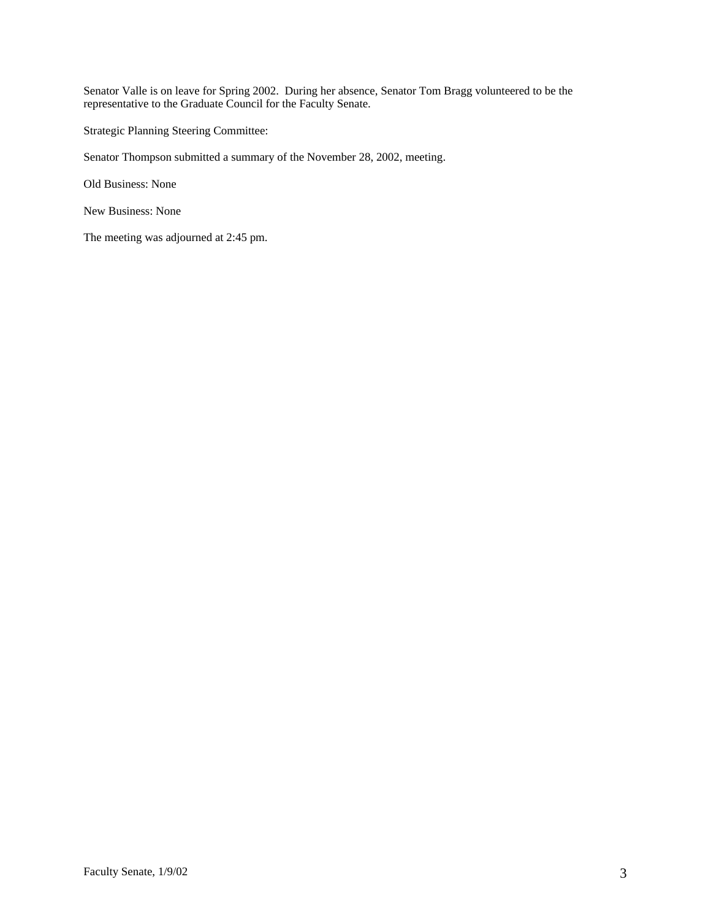Senator Valle is on leave for Spring 2002. During her absence, Senator Tom Bragg volunteered to be the representative to the Graduate Council for the Faculty Senate.

Strategic Planning Steering Committee:

Senator Thompson submitted a summary of the November 28, 2002, meeting.

Old Business: None

New Business: None

The meeting was adjourned at 2:45 pm.